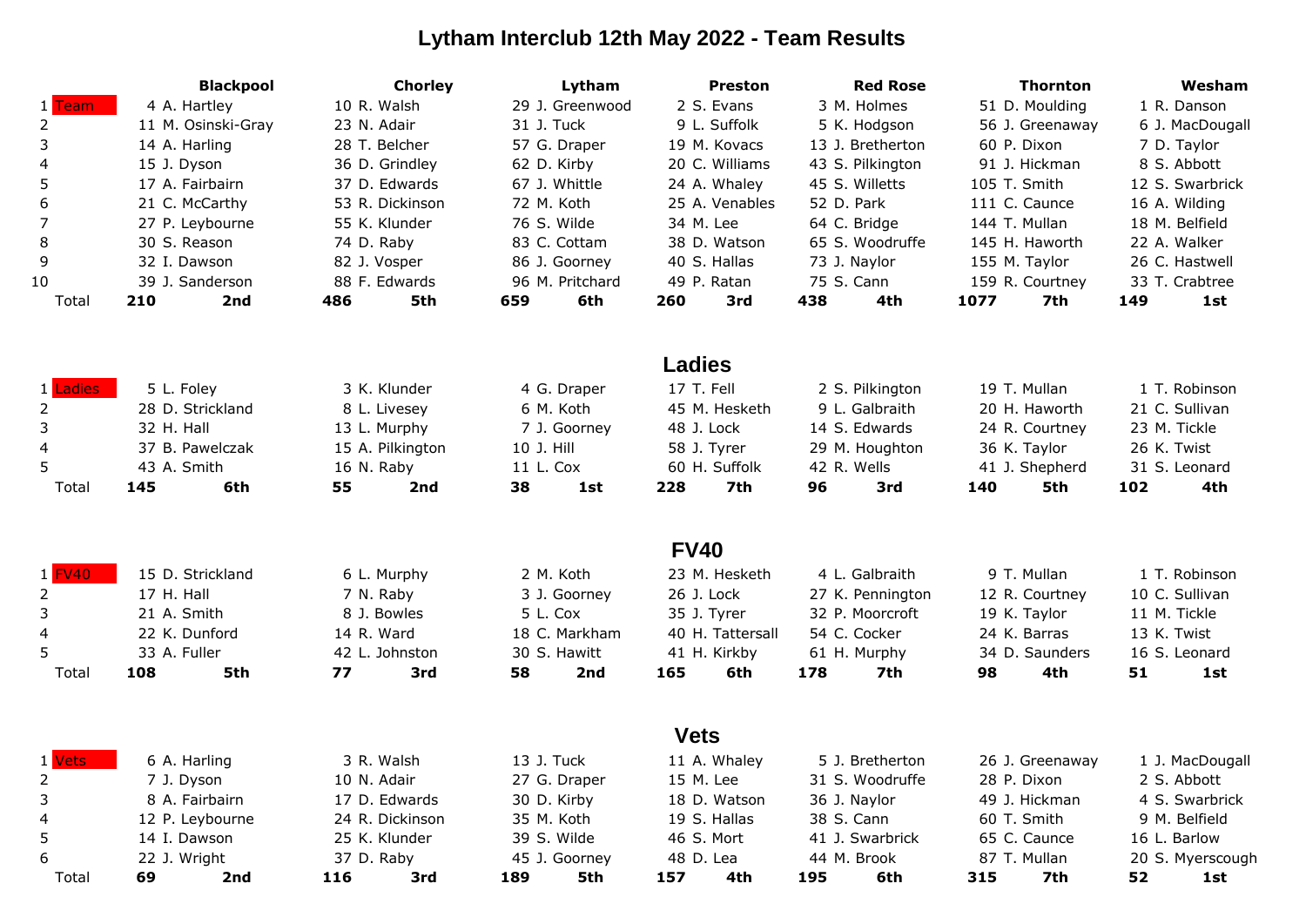# Lytham Interclub 12th May 2022 - Team Results

| | Blackpool | Chorley | Lytham | Preston | Red Rose | Thornton | Wesham |
|---|---|---|---|---|---|---|---|
| 1 Team | 4 A. Hartley | 10 R. Walsh | 29 J. Greenwood | 2 S. Evans | 3 M. Holmes | 51 D. Moulding | 1 R. Danson |
| 2 | 11 M. Osinski-Gray | 23 N. Adair | 31 J. Tuck | 9 L. Suffolk | 5 K. Hodgson | 56 J. Greenaway | 6 J. MacDougall |
| 3 | 14 A. Harling | 28 T. Belcher | 57 G. Draper | 19 M. Kovacs | 13 J. Bretherton | 60 P. Dixon | 7 D. Taylor |
| 4 | 15 J. Dyson | 36 D. Grindley | 62 D. Kirby | 20 C. Williams | 43 S. Pilkington | 91 J. Hickman | 8 S. Abbott |
| 5 | 17 A. Fairbairn | 37 D. Edwards | 67 J. Whittle | 24 A. Whaley | 45 S. Willetts | 105 T. Smith | 12 S. Swarbrick |
| 6 | 21 C. McCarthy | 53 R. Dickinson | 72 M. Koth | 25 A. Venables | 52 D. Park | 111 C. Caunce | 16 A. Wilding |
| 7 | 27 P. Leybourne | 55 K. Klunder | 76 S. Wilde | 34 M. Lee | 64 C. Bridge | 144 T. Mullan | 18 M. Belfield |
| 8 | 30 S. Reason | 74 D. Raby | 83 C. Cottam | 38 D. Watson | 65 S. Woodruffe | 145 H. Haworth | 22 A. Walker |
| 9 | 32 I. Dawson | 82 J. Vosper | 86 J. Goorney | 40 S. Hallas | 73 J. Naylor | 155 M. Taylor | 26 C. Hastwell |
| 10 | 39 J. Sanderson | 88 F. Edwards | 96 M. Pritchard | 49 P. Ratan | 75 S. Cann | 159 R. Courtney | 33 T. Crabtree |
| **Total** | **210 2nd** | **486 5th** | **659 6th** | **260 3rd** | **438 4th** | **1077 7th** | **149 1st** |

## Ladies

| | Blackpool | Chorley | Lytham | Preston | Red Rose | Thornton | Wesham |
|---|---|---|---|---|---|---|---|
| 1 Ladies | 5 L. Foley | 3 K. Klunder | 4 G. Draper | 17 T. Fell | 2 S. Pilkington | 19 T. Mullan | 1 T. Robinson |
| 2 | 28 D. Strickland | 8 L. Livesey | 6 M. Koth | 45 M. Hesketh | 9 L. Galbraith | 20 H. Haworth | 21 C. Sullivan |
| 3 | 32 H. Hall | 13 L. Murphy | 7 J. Goorney | 48 J. Lock | 14 S. Edwards | 24 R. Courtney | 23 M. Tickle |
| 4 | 37 B. Pawelczak | 15 A. Pilkington | 10 J. Hill | 58 J. Tyrer | 29 M. Houghton | 36 K. Taylor | 26 K. Twist |
| 5 | 43 A. Smith | 16 N. Raby | 11 L. Cox | 60 H. Suffolk | 42 R. Wells | 41 J. Shepherd | 31 S. Leonard |
| **Total** | **145 6th** | **55 2nd** | **38 1st** | **228 7th** | **96 3rd** | **140 5th** | **102 4th** |

## FV40

| | Blackpool | Chorley | Lytham | Preston | Red Rose | Thornton | Wesham |
|---|---|---|---|---|---|---|---|
| 1 FV40 | 15 D. Strickland | 6 L. Murphy | 2 M. Koth | 23 M. Hesketh | 4 L. Galbraith | 9 T. Mullan | 1 T. Robinson |
| 2 | 17 H. Hall | 7 N. Raby | 3 J. Goorney | 26 J. Lock | 27 K. Pennington | 12 R. Courtney | 10 C. Sullivan |
| 3 | 21 A. Smith | 8 J. Bowles | 5 L. Cox | 35 J. Tyrer | 32 P. Moorcroft | 19 K. Taylor | 11 M. Tickle |
| 4 | 22 K. Dunford | 14 R. Ward | 18 C. Markham | 40 H. Tattersall | 54 C. Cocker | 24 K. Barras | 13 K. Twist |
| 5 | 33 A. Fuller | 42 L. Johnston | 30 S. Hawitt | 41 H. Kirkby | 61 H. Murphy | 34 D. Saunders | 16 S. Leonard |
| **Total** | **108 5th** | **77 3rd** | **58 2nd** | **165 6th** | **178 7th** | **98 4th** | **51 1st** |

## Vets

| | Blackpool | Chorley | Lytham | Preston | Red Rose | Thornton | Wesham |
|---|---|---|---|---|---|---|---|
| 1 Vets | 6 A. Harling | 3 R. Walsh | 13 J. Tuck | 11 A. Whaley | 5 J. Bretherton | 26 J. Greenaway | 1 J. MacDougall |
| 2 | 7 J. Dyson | 10 N. Adair | 27 G. Draper | 15 M. Lee | 31 S. Woodruffe | 28 P. Dixon | 2 S. Abbott |
| 3 | 8 A. Fairbairn | 17 D. Edwards | 30 D. Kirby | 18 D. Watson | 36 J. Naylor | 49 J. Hickman | 4 S. Swarbrick |
| 4 | 12 P. Leybourne | 24 R. Dickinson | 35 M. Koth | 19 S. Hallas | 38 S. Cann | 60 T. Smith | 9 M. Belfield |
| 5 | 14 I. Dawson | 25 K. Klunder | 39 S. Wilde | 46 S. Mort | 41 J. Swarbrick | 65 C. Caunce | 16 L. Barlow |
| 6 | 22 J. Wright | 37 D. Raby | 45 J. Goorney | 48 D. Lea | 44 M. Brook | 87 T. Mullan | 20 S. Myerscough |
| **Total** | **69 2nd** | **116 3rd** | **189 5th** | **157 4th** | **195 6th** | **315 7th** | **52 1st** |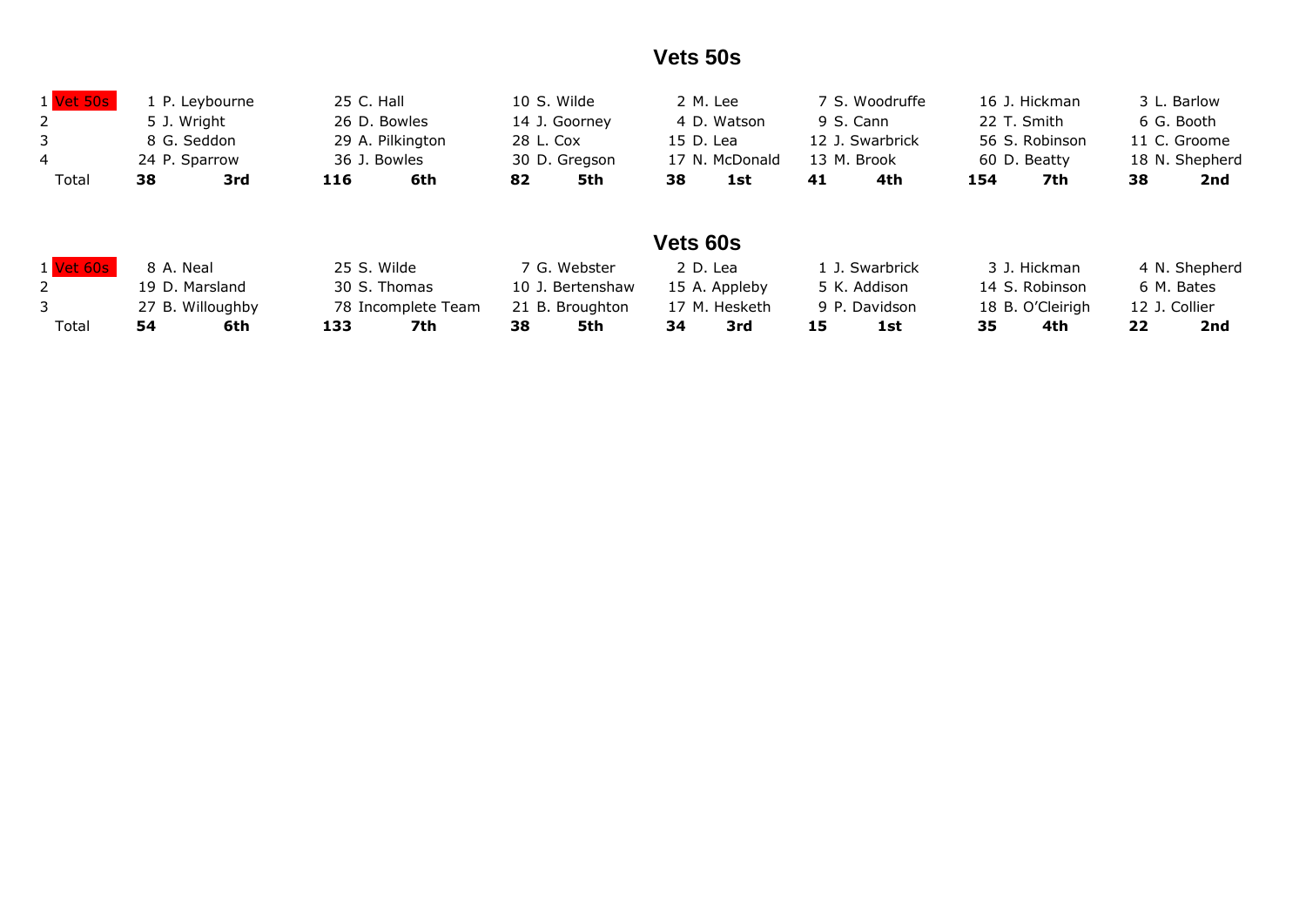## Vets 50s

| | | | | | | | | | | | | | | |
|---|---|---|---|---|---|---|---|---|---|---|---|---|---|---|
| 1 | Vet 50s | 1 P. Leybourne | | 25 C. Hall | | 10 S. Wilde | | 2 M. Lee | | 7 S. Woodruffe | | 16 J. Hickman | | 3 L. Barlow |
| 2 | | 5 J. Wright | | 26 D. Bowles | | 14 J. Goorney | | 4 D. Watson | | 9 S. Cann | | 22 T. Smith | | 6 G. Booth |
| 3 | | 8 G. Seddon | | 29 A. Pilkington | | 28 L. Cox | | 15 D. Lea | | 12 J. Swarbrick | | 56 S. Robinson | | 11 C. Groome |
| 4 | | 24 P. Sparrow | | 36 J. Bowles | | 30 D. Gregson | | 17 N. McDonald | | 13 M. Brook | | 60 D. Beatty | | 18 N. Shepherd |
| | Total | **38** | **3rd** | **116** | **6th** | **82** | **5th** | **38** | **1st** | **41** | **4th** | **154** | **7th** | **38** | **2nd** |

## Vets 60s

| | | | | | | | | | | | | | | |
|---|---|---|---|---|---|---|---|---|---|---|---|---|---|---|
| 1 | Vet 60s | 8 A. Neal | | 25 S. Wilde | | 7 G. Webster | | 2 D. Lea | | 1 J. Swarbrick | | 3 J. Hickman | | 4 N. Shepherd |
| 2 | | 19 D. Marsland | | 30 S. Thomas | | 10 J. Bertenshaw | | 15 A. Appleby | | 5 K. Addison | | 14 S. Robinson | | 6 M. Bates |
| 3 | | 27 B. Willoughby | | 78 Incomplete Team | | 21 B. Broughton | | 17 M. Hesketh | | 9 P. Davidson | | 18 B. O'Cleirigh | | 12 J. Collier |
| | Total | **54** | **6th** | **133** | **7th** | **38** | **5th** | **34** | **3rd** | **15** | **1st** | **35** | **4th** | **22** | **2nd** |